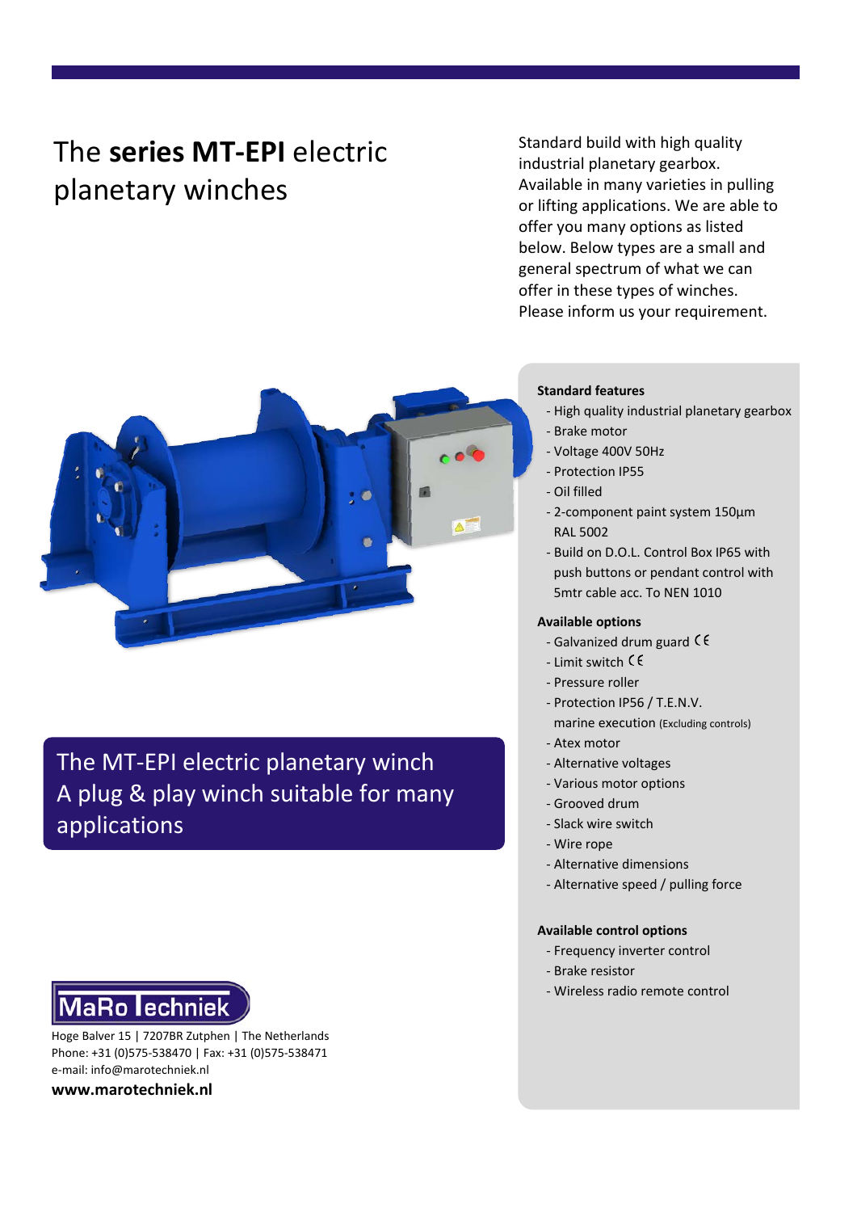# The **series MT-EPI** electric planetary winches

Standard build with high quality industrial planetary gearbox. Available in many varieties in pulling or lifting applications. We are able to offer you many options as listed below. Below types are a small and general spectrum of what we can offer in these types of winches. Please inform us your requirement.

## The MT-EPI electric planetary winch A plug & play winch suitable for many applications

### Standard features

- High quality industrial planetary gearbox
- Brake motor
- Voltage 400V 50Hz
- Protection IP55
- Oil filled
- 2-component paint system 150µm RAL 5002
- Build on D.O.L. Control Box IP65 with push buttons or pendant control with 5mtr cable acc. To NEN 1010

### Available options

- Galvanized drum guard CE
- Limit switch CE
- Pressure roller
- Protection IP56 / T.E.N.V. marine execution (Excluding controls)
- Atex motor
- Alternative voltages
- Various motor options
- Grooved drum
- Slack wire switch
- Wire rope
- Alternative dimensions
- Alternative speed / pulling force

### Available control options

- Frequency inverter control
- Brake resistor
- Wireless radio remote control

**MaRo Techniek**

Hoge Balver 15 | 7207BR Zutphen | The Netherlands
Phone: +31 (0)575-538470 | Fax: +31 (0)575-538471
e-mail: info@marotechniek.nl

**www.marotechniek.nl**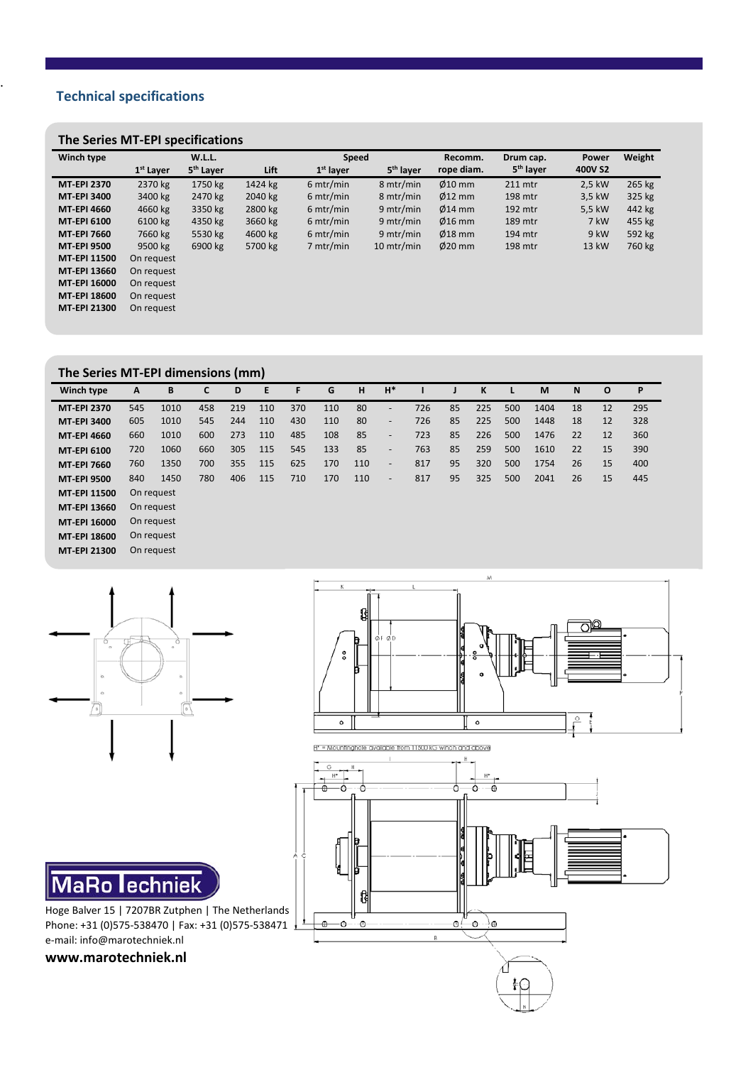## Technical specifications

### The Series MT-EPI specifications

| Winch type | W.L.L. | | | Speed | | Recomm. | Drum cap. | Power | Weight |
|---|---|---|---|---|---|---|---|---|---|
| | 1st Layer | 5th Layer | Lift | 1st layer | 5th layer | rope diam. | 5th layer | 400V S2 | |
| **MT-EPI 2370** | 2370 kg | 1750 kg | 1424 kg | 6 mtr/min | 8 mtr/min | Ø10 mm | 211 mtr | 2,5 kW | 265 kg |
| **MT-EPI 3400** | 3400 kg | 2470 kg | 2040 kg | 6 mtr/min | 8 mtr/min | Ø12 mm | 198 mtr | 3,5 kW | 325 kg |
| **MT-EPI 4660** | 4660 kg | 3350 kg | 2800 kg | 6 mtr/min | 9 mtr/min | Ø14 mm | 192 mtr | 5,5 kW | 442 kg |
| **MT-EPI 6100** | 6100 kg | 4350 kg | 3660 kg | 6 mtr/min | 9 mtr/min | Ø16 mm | 189 mtr | 7 kW | 455 kg |
| **MT-EPI 7660** | 7660 kg | 5530 kg | 4600 kg | 6 mtr/min | 9 mtr/min | Ø18 mm | 194 mtr | 9 kW | 592 kg |
| **MT-EPI 9500** | 9500 kg | 6900 kg | 5700 kg | 7 mtr/min | 10 mtr/min | Ø20 mm | 198 mtr | 13 kW | 760 kg |
| **MT-EPI 11500** | On request | | | | | | | | |
| **MT-EPI 13660** | On request | | | | | | | | |
| **MT-EPI 16000** | On request | | | | | | | | |
| **MT-EPI 18600** | On request | | | | | | | | |
| **MT-EPI 21300** | On request | | | | | | | | |

### The Series MT-EPI dimensions (mm)

| Winch type | A | B | C | D | E | F | G | H | H* | I | J | K | L | M | N | O | P |
|---|---|---|---|---|---|---|---|---|---|---|---|---|---|---|---|---|---|
| **MT-EPI 2370** | 545 | 1010 | 458 | 219 | 110 | 370 | 110 | 80 | - | 726 | 85 | 225 | 500 | 1404 | 18 | 12 | 295 |
| **MT-EPI 3400** | 605 | 1010 | 545 | 244 | 110 | 430 | 110 | 80 | - | 726 | 85 | 225 | 500 | 1448 | 18 | 12 | 328 |
| **MT-EPI 4660** | 660 | 1010 | 600 | 273 | 110 | 485 | 108 | 85 | - | 723 | 85 | 226 | 500 | 1476 | 22 | 12 | 360 |
| **MT-EPI 6100** | 720 | 1060 | 660 | 305 | 115 | 545 | 133 | 85 | - | 763 | 85 | 259 | 500 | 1610 | 22 | 15 | 390 |
| **MT-EPI 7660** | 760 | 1350 | 700 | 355 | 115 | 625 | 170 | 110 | - | 817 | 95 | 320 | 500 | 1754 | 26 | 15 | 400 |
| **MT-EPI 9500** | 840 | 1450 | 780 | 406 | 115 | 710 | 170 | 110 | - | 817 | 95 | 325 | 500 | 2041 | 26 | 15 | 445 |
| **MT-EPI 11500** | On request | | | | | | | | | | | | | | | | |
| **MT-EPI 13660** | On request | | | | | | | | | | | | | | | | |
| **MT-EPI 16000** | On request | | | | | | | | | | | | | | | | |
| **MT-EPI 18600** | On request | | | | | | | | | | | | | | | | |
| **MT-EPI 21300** | On request | | | | | | | | | | | | | | | | |

H* = Mountinghole available from 11500 KG winch and above

**MaRo Techniek**

Hoge Balver 15 | 7207BR Zutphen | The Netherlands
Phone: +31 (0)575-538470 | Fax: +31 (0)575-538471
e-mail: info@marotechniek.nl

**www.marotechniek.nl**